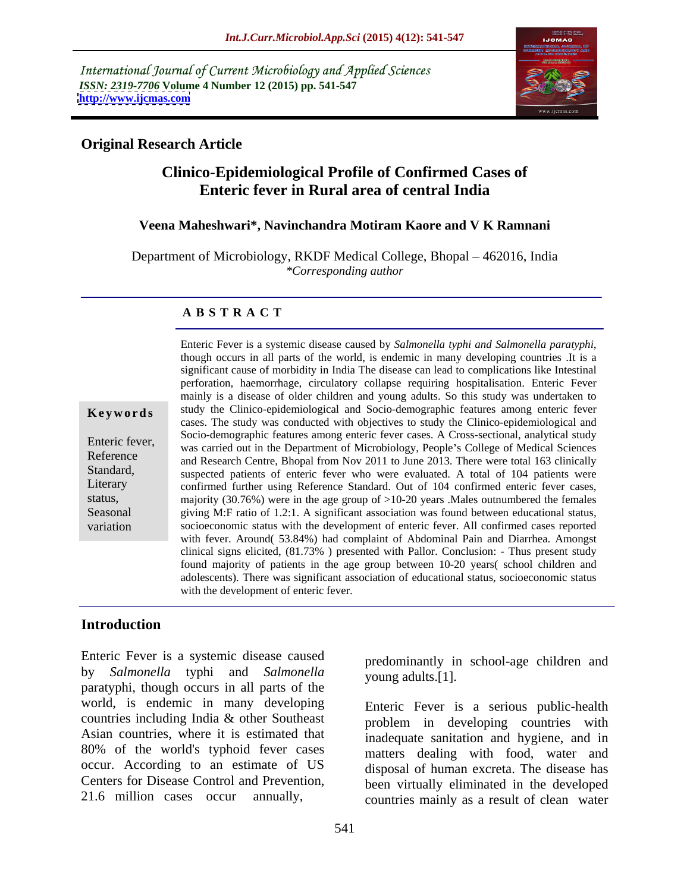*International Journal of Current Microbiology and Applied Sciences*
*ISSN: 2319-7706* **Volume 4 Number 12 (2015) pp. 541-547**
**http://www.ijcmas.com**

**Original Research Article**

# Clinico-Epidemiological Profile of Confirmed Cases of Enteric fever in Rural area of central India

**Veena Maheshwari\*, Navinchandra Motiram Kaore and V K Ramnani**

Department of Microbiology, RKDF Medical College, Bhopal – 462016, India
*\*Corresponding author*

**A B S T R A C T**

**Keywords**

Enteric fever, Reference Standard, Literary status, Seasonal variation

Enteric Fever is a systemic disease caused by *Salmonella typhi and Salmonella paratyphi*, though occurs in all parts of the world, is endemic in many developing countries .It is a significant cause of morbidity in India The disease can lead to complications like Intestinal perforation, haemorrhage, circulatory collapse requiring hospitalisation. Enteric Fever mainly is a disease of older children and young adults. So this study was undertaken to study the Clinico-epidemiological and Socio-demographic features among enteric fever cases. The study was conducted with objectives to study the Clinico-epidemiological and Socio-demographic features among enteric fever cases. A Cross-sectional, analytical study was carried out in the Department of Microbiology, People's College of Medical Sciences and Research Centre, Bhopal from Nov 2011 to June 2013. There were total 163 clinically suspected patients of enteric fever who were evaluated. A total of 104 patients were confirmed further using Reference Standard. Out of 104 confirmed enteric fever cases, majority (30.76%) were in the age group of >10-20 years .Males outnumbered the females giving M:F ratio of 1.2:1. A significant association was found between educational status, socioeconomic status with the development of enteric fever. All confirmed cases reported with fever. Around( 53.84%) had complaint of Abdominal Pain and Diarrhea. Amongst clinical signs elicited, (81.73% ) presented with Pallor. Conclusion: - Thus present study found majority of patients in the age group between 10-20 years( school children and adolescents). There was significant association of educational status, socioeconomic status with the development of enteric fever.

## Introduction

Enteric Fever is a systemic disease caused by *Salmonella* typhi and *Salmonella* paratyphi, though occurs in all parts of the world, is endemic in many developing countries including India & other Southeast Asian countries, where it is estimated that 80% of the world's typhoid fever cases occur. According to an estimate of US Centers for Disease Control and Prevention, 21.6 million cases occur annually, predominantly in school-age children and young adults.[1].

Enteric Fever is a serious public-health problem in developing countries with inadequate sanitation and hygiene, and in matters dealing with food, water and disposal of human excreta. The disease has been virtually eliminated in the developed countries mainly as a result of clean water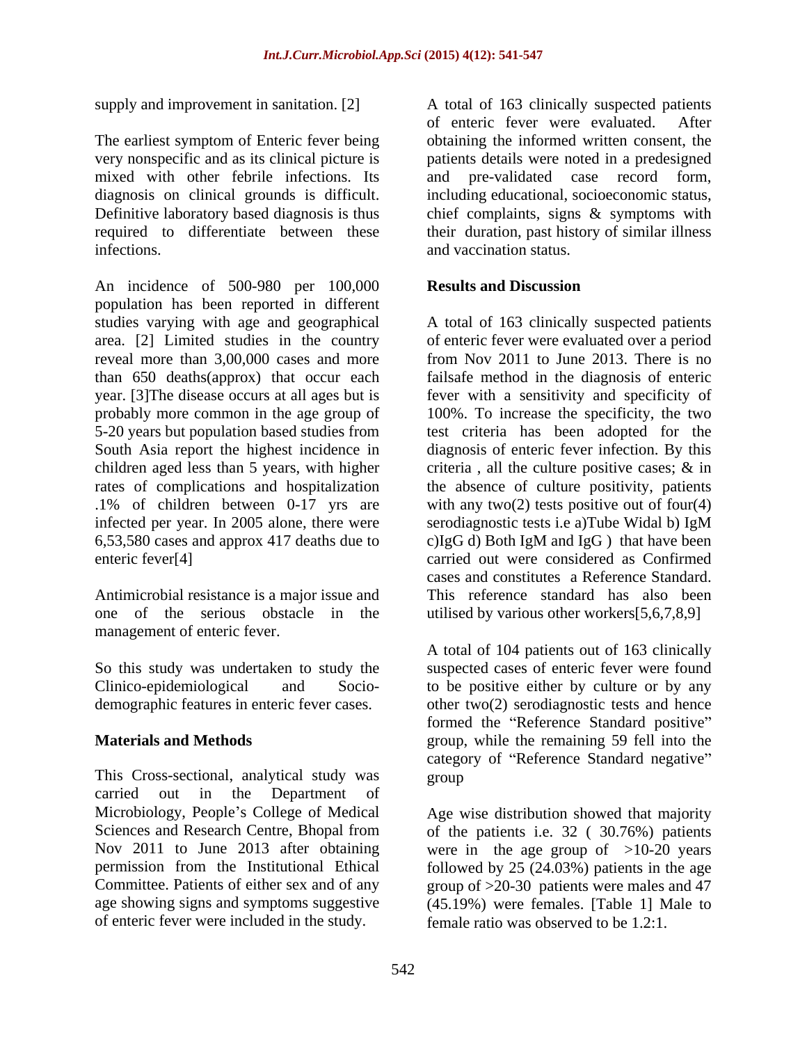supply and improvement in sanitation. [2]

The earliest symptom of Enteric fever being very nonspecific and as its clinical picture is mixed with other febrile infections. Its diagnosis on clinical grounds is difficult. Definitive laboratory based diagnosis is thus required to differentiate between these infections.

An incidence of 500-980 per 100,000 population has been reported in different studies varying with age and geographical area. [2] Limited studies in the country reveal more than 3,00,000 cases and more than 650 deaths(approx) that occur each year. [3]The disease occurs at all ages but is probably more common in the age group of 5-20 years but population based studies from South Asia report the highest incidence in children aged less than 5 years, with higher rates of complications and hospitalization .1% of children between 0-17 yrs are infected per year. In 2005 alone, there were 6,53,580 cases and approx 417 deaths due to enteric fever[4]

Antimicrobial resistance is a major issue and one of the serious obstacle in the management of enteric fever.

So this study was undertaken to study the Clinico-epidemiological and Socio-demographic features in enteric fever cases.

## Materials and Methods

This Cross-sectional, analytical study was carried out in the Department of Microbiology, People's College of Medical Sciences and Research Centre, Bhopal from Nov 2011 to June 2013 after obtaining permission from the Institutional Ethical Committee. Patients of either sex and of any age showing signs and symptoms suggestive of enteric fever were included in the study.

A total of 163 clinically suspected patients of enteric fever were evaluated. After obtaining the informed written consent, the patients details were noted in a predesigned and pre-validated case record form, including educational, socioeconomic status, chief complaints, signs & symptoms with their duration, past history of similar illness and vaccination status.

## Results and Discussion

A total of 163 clinically suspected patients of enteric fever were evaluated over a period from Nov 2011 to June 2013. There is no failsafe method in the diagnosis of enteric fever with a sensitivity and specificity of 100%. To increase the specificity, the two test criteria has been adopted for the diagnosis of enteric fever infection. By this criteria , all the culture positive cases; & in the absence of culture positivity, patients with any two(2) tests positive out of four(4) serodiagnostic tests i.e a)Tube Widal b) IgM c)IgG d) Both IgM and IgG ) that have been carried out were considered as Confirmed cases and constitutes a Reference Standard. This reference standard has also been utilised by various other workers[5,6,7,8,9]

A total of 104 patients out of 163 clinically suspected cases of enteric fever were found to be positive either by culture or by any other two(2) serodiagnostic tests and hence formed the "Reference Standard positive" group, while the remaining 59 fell into the category of "Reference Standard negative" group

Age wise distribution showed that majority of the patients i.e. 32 ( 30.76%) patients were in the age group of >10-20 years followed by 25 (24.03%) patients in the age group of >20-30 patients were males and 47 (45.19%) were females. [Table 1] Male to female ratio was observed to be 1.2:1.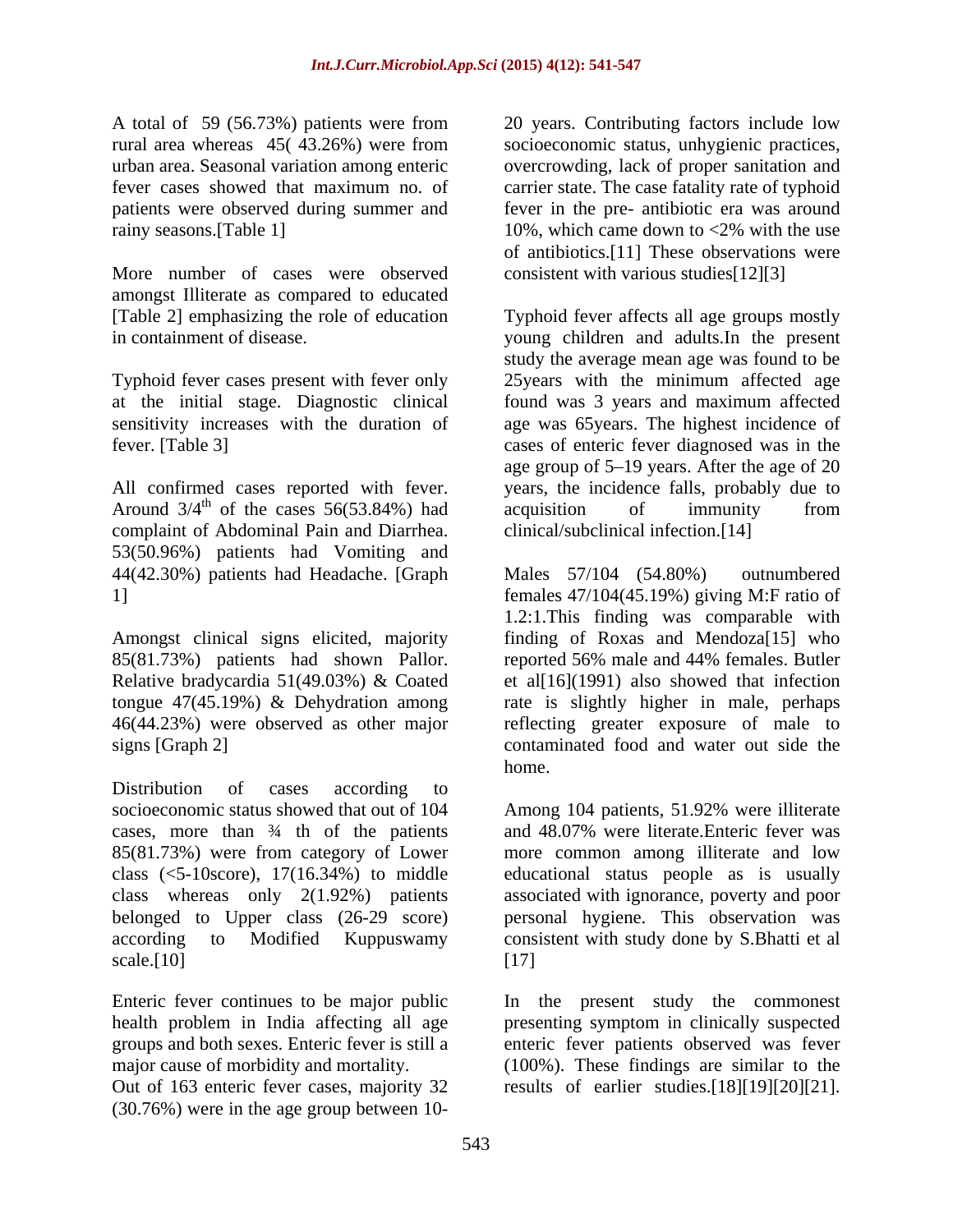A total of 59 (56.73%) patients were from rural area whereas 45( 43.26%) were from urban area. Seasonal variation among enteric fever cases showed that maximum no. of patients were observed during summer and rainy seasons.[Table 1]

More number of cases were observed amongst Illiterate as compared to educated [Table 2] emphasizing the role of education in containment of disease.

Typhoid fever cases present with fever only at the initial stage. Diagnostic clinical sensitivity increases with the duration of fever. [Table 3]

All confirmed cases reported with fever. Around 3/4$^{th}$ of the cases 56(53.84%) had complaint of Abdominal Pain and Diarrhea. 53(50.96%) patients had Vomiting and 44(42.30%) patients had Headache. [Graph 1]

Amongst clinical signs elicited, majority 85(81.73%) patients had shown Pallor. Relative bradycardia 51(49.03%) & Coated tongue 47(45.19%) & Dehydration among 46(44.23%) were observed as other major signs [Graph 2]

Distribution of cases according to socioeconomic status showed that out of 104 cases, more than ¾ th of the patients 85(81.73%) were from category of Lower class (<5-10score), 17(16.34%) to middle class whereas only 2(1.92%) patients belonged to Upper class (26-29 score) according to Modified Kuppuswamy scale.[10]

Enteric fever continues to be major public health problem in India affecting all age groups and both sexes. Enteric fever is still a major cause of morbidity and mortality.
Out of 163 enteric fever cases, majority 32 (30.76%) were in the age group between 10-20 years. Contributing factors include low socioeconomic status, unhygienic practices, overcrowding, lack of proper sanitation and carrier state. The case fatality rate of typhoid fever in the pre- antibiotic era was around 10%, which came down to <2% with the use of antibiotics.[11] These observations were consistent with various studies[12][3]

Typhoid fever affects all age groups mostly young children and adults.In the present study the average mean age was found to be 25years with the minimum affected age found was 3 years and maximum affected age was 65years. The highest incidence of cases of enteric fever diagnosed was in the age group of 5–19 years. After the age of 20 years, the incidence falls, probably due to acquisition of immunity from clinical/subclinical infection.[14]

Males 57/104 (54.80%) outnumbered females 47/104(45.19%) giving M:F ratio of 1.2:1.This finding was comparable with finding of Roxas and Mendoza[15] who reported 56% male and 44% females. Butler et al[16](1991) also showed that infection rate is slightly higher in male, perhaps reflecting greater exposure of male to contaminated food and water out side the home.

Among 104 patients, 51.92% were illiterate and 48.07% were literate.Enteric fever was more common among illiterate and low educational status people as is usually associated with ignorance, poverty and poor personal hygiene. This observation was consistent with study done by S.Bhatti et al [17]

In the present study the commonest presenting symptom in clinically suspected enteric fever patients observed was fever (100%). These findings are similar to the results of earlier studies.[18][19][20][21].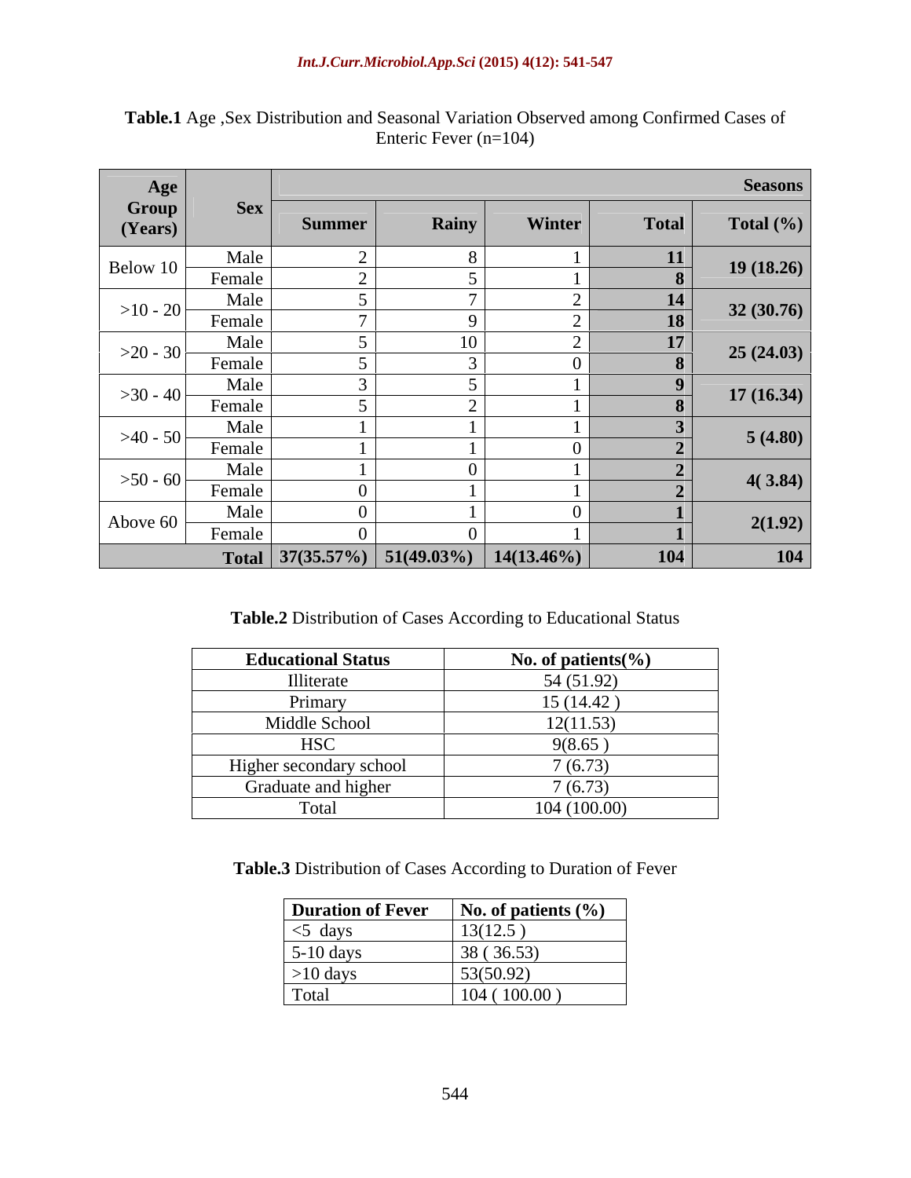**Table.1** Age ,Sex Distribution and Seasonal Variation Observed among Confirmed Cases of Enteric Fever (n=104)

| Age Group (Years) | Sex | Seasons | | | | |
|---|---|---|---|---|---|---|
| | | Summer | Rainy | Winter | Total | Total (%) |
| Below 10 | Male | 2 | 8 | 1 | **11** | **19 (18.26)** |
| | Female | 2 | 5 | 1 | **8** | |
| >10 - 20 | Male | 5 | 7 | 2 | **14** | **32 (30.76)** |
| | Female | 7 | 9 | 2 | **18** | |
| >20 - 30 | Male | 5 | 10 | 2 | **17** | **25 (24.03)** |
| | Female | 5 | 3 | 0 | **8** | |
| >30 - 40 | Male | 3 | 5 | 1 | **9** | **17 (16.34)** |
| | Female | 5 | 2 | 1 | **8** | |
| >40 - 50 | Male | 1 | 1 | 1 | **3** | **5 (4.80)** |
| | Female | 1 | 1 | 0 | **2** | |
| >50 - 60 | Male | 1 | 0 | 1 | **2** | **4( 3.84)** |
| | Female | 0 | 1 | 1 | **2** | |
| Above 60 | Male | 0 | 1 | 0 | **1** | **2(1.92)** |
| | Female | 0 | 0 | 1 | **1** | |
| | **Total** | **37(35.57%)** | **51(49.03%)** | **14(13.46%)** | **104** | **104** |

**Table.2** Distribution of Cases According to Educational Status

| Educational Status | No. of patients(%) |
|---|---|
| Illiterate | 54 (51.92) |
| Primary | 15 (14.42 ) |
| Middle School | 12(11.53) |
| HSC | 9(8.65 ) |
| Higher secondary school | 7 (6.73) |
| Graduate and higher | 7 (6.73) |
| Total | 104 (100.00) |

**Table.3** Distribution of Cases According to Duration of Fever

| Duration of Fever | No. of patients (%) |
|---|---|
| <5 days | 13(12.5 ) |
| 5-10 days | 38 ( 36.53) |
| >10 days | 53(50.92) |
| Total | 104 ( 100.00 ) |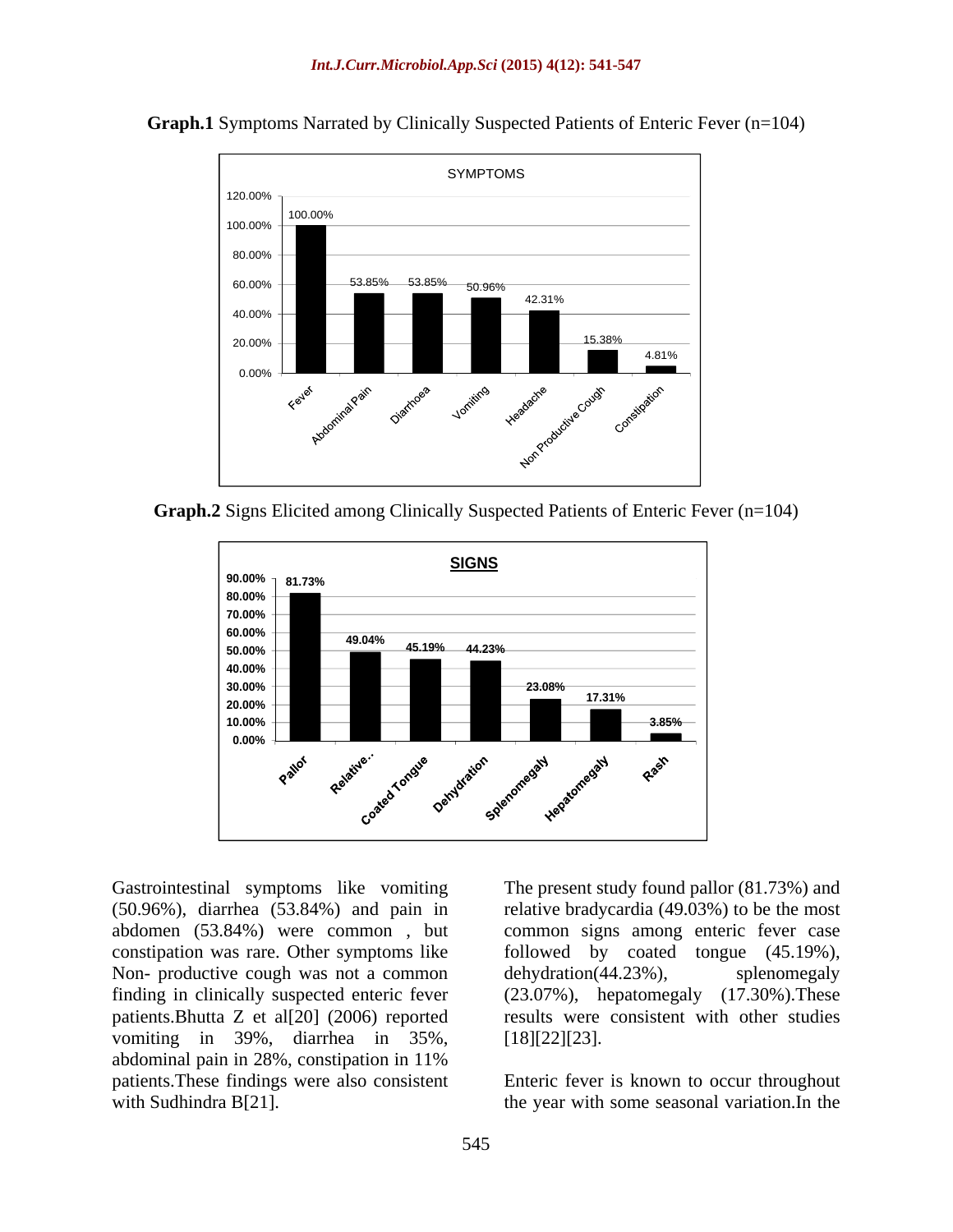**Graph.1** Symptoms Narrated by Clinically Suspected Patients of Enteric Fever (n=104)

| Symptom | Percentage |
|---|---|
| Fever | 100.00% |
| Abdominal Pain | 53.85% |
| Diarrhoea | 53.85% |
| Vomiting | 50.96% |
| Headache | 42.31% |
| Non Productive Cough | 15.38% |
| Constipation | 4.81% |

**Graph.2** Signs Elicited among Clinically Suspected Patients of Enteric Fever (n=104)

| Sign | Percentage |
|---|---|
| Pallor | 81.73% |
| Relative.. | 49.04% |
| Coated Tongue | 45.19% |
| Dehydration | 44.23% |
| Splenomegaly | 23.08% |
| Hepatomegaly | 17.31% |
| Rash | 3.85% |

Gastrointestinal symptoms like vomiting (50.96%), diarrhea (53.84%) and pain in abdomen (53.84%) were common , but constipation was rare. Other symptoms like Non- productive cough was not a common finding in clinically suspected enteric fever patients.Bhutta Z et al[20] (2006) reported vomiting in 39%, diarrhea in 35%, abdominal pain in 28%, constipation in 11% patients.These findings were also consistent with Sudhindra B[21].

The present study found pallor (81.73%) and relative bradycardia (49.03%) to be the most common signs among enteric fever case followed by coated tongue (45.19%), dehydration(44.23%), splenomegaly (23.07%), hepatomegaly (17.30%).These results were consistent with other studies [18][22][23].

Enteric fever is known to occur throughout the year with some seasonal variation.In the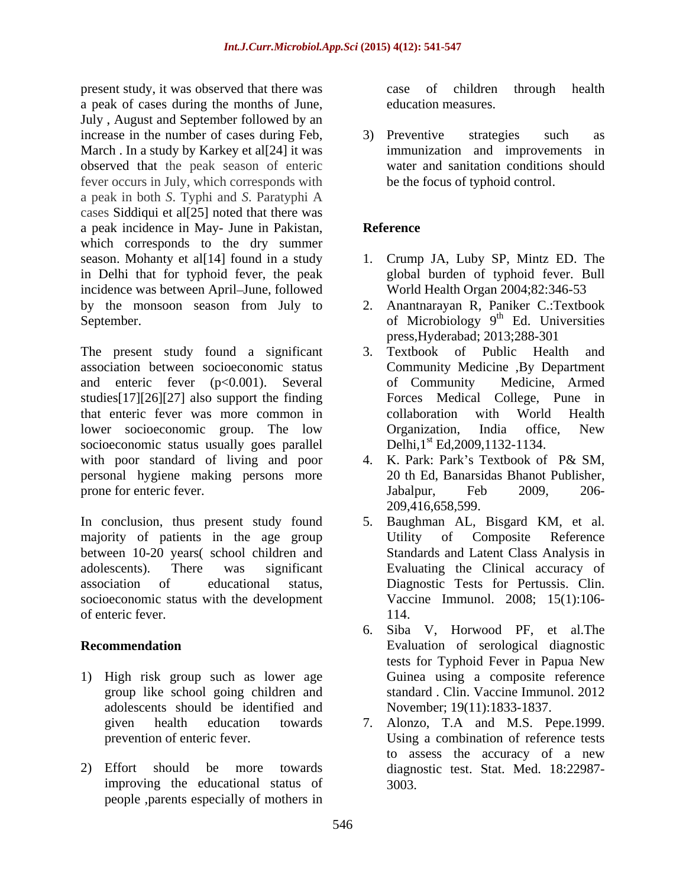present study, it was observed that there was a peak of cases during the months of June, July , August and September followed by an increase in the number of cases during Feb, March . In a study by Karkey et al[24] it was observed that the peak season of enteric fever occurs in July, which corresponds with a peak in both *S*. Typhi and *S*. Paratyphi A cases Siddiqui et al[25] noted that there was a peak incidence in May- June in Pakistan, which corresponds to the dry summer season. Mohanty et al[14] found in a study in Delhi that for typhoid fever, the peak incidence was between April–June, followed by the monsoon season from July to September.

The present study found a significant association between socioeconomic status and enteric fever ($p<0.001$). Several studies[17][26][27] also support the finding that enteric fever was more common in lower socioeconomic group. The low socioeconomic status usually goes parallel with poor standard of living and poor personal hygiene making persons more prone for enteric fever.

In conclusion, thus present study found majority of patients in the age group between 10-20 years( school children and adolescents). There was significant association of educational status, socioeconomic status with the development of enteric fever.

## Recommendation

1) High risk group such as lower age group like school going children and adolescents should be identified and given health education towards prevention of enteric fever.
2) Effort should be more towards improving the educational status of people ,parents especially of mothers in case of children through health education measures.
3) Preventive strategies such as immunization and improvements in water and sanitation conditions should be the focus of typhoid control.

## Reference

1. Crump JA, Luby SP, Mintz ED. The global burden of typhoid fever. Bull World Health Organ 2004;82:346-53
2. Anantnarayan R, Paniker C.:Textbook of Microbiology 9th Ed. Universities press,Hyderabad; 2013;288-301
3. Textbook of Public Health and Community Medicine ,By Department of Community Medicine, Armed Forces Medical College, Pune in collaboration with World Health Organization, India office, New Delhi,1st Ed,2009,1132-1134.
4. K. Park: Park's Textbook of P& SM, 20 th Ed, Banarsidas Bhanot Publisher, Jabalpur, Feb 2009, 206-209,416,658,599.
5. Baughman AL, Bisgard KM, et al. Utility of Composite Reference Standards and Latent Class Analysis in Evaluating the Clinical accuracy of Diagnostic Tests for Pertussis. Clin. Vaccine Immunol. 2008; 15(1):106-114.
6. Siba V, Horwood PF, et al.The Evaluation of serological diagnostic tests for Typhoid Fever in Papua New Guinea using a composite reference standard . Clin. Vaccine Immunol. 2012 November; 19(11):1833-1837.
7. Alonzo, T.A and M.S. Pepe.1999. Using a combination of reference tests to assess the accuracy of a new diagnostic test. Stat. Med. 18:22987-3003.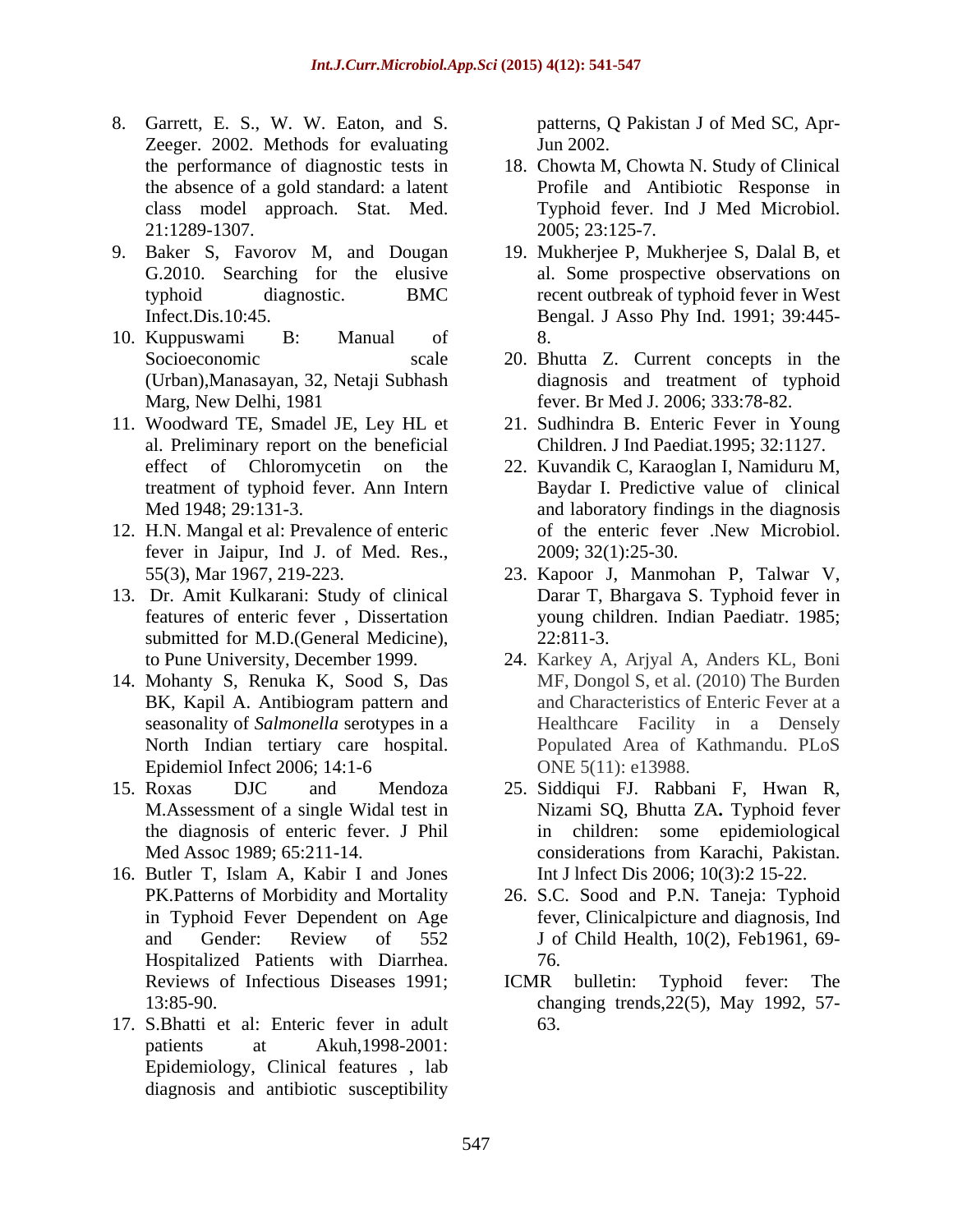8. Garrett, E. S., W. W. Eaton, and S. Zeeger. 2002. Methods for evaluating the performance of diagnostic tests in the absence of a gold standard: a latent class model approach. Stat. Med. 21:1289-1307.
9. Baker S, Favorov M, and Dougan G.2010. Searching for the elusive typhoid diagnostic. BMC Infect.Dis.10:45.
10. Kuppuswami B: Manual of Socioeconomic scale (Urban),Manasayan, 32, Netaji Subhash Marg, New Delhi, 1981
11. Woodward TE, Smadel JE, Ley HL et al. Preliminary report on the beneficial effect of Chloromycetin on the treatment of typhoid fever. Ann Intern Med 1948; 29:131-3.
12. H.N. Mangal et al: Prevalence of enteric fever in Jaipur, Ind J. of Med. Res., 55(3), Mar 1967, 219-223.
13. Dr. Amit Kulkarani: Study of clinical features of enteric fever , Dissertation submitted for M.D.(General Medicine), to Pune University, December 1999.
14. Mohanty S, Renuka K, Sood S, Das BK, Kapil A. Antibiogram pattern and seasonality of *Salmonella* serotypes in a North Indian tertiary care hospital. Epidemiol Infect 2006; 14:1-6
15. Roxas DJC and Mendoza M.Assessment of a single Widal test in the diagnosis of enteric fever. J Phil Med Assoc 1989; 65:211-14.
16. Butler T, Islam A, Kabir I and Jones PK.Patterns of Morbidity and Mortality in Typhoid Fever Dependent on Age and Gender: Review of 552 Hospitalized Patients with Diarrhea. Reviews of Infectious Diseases 1991; 13:85-90.
17. S.Bhatti et al: Enteric fever in adult patients at Akuh,1998-2001: Epidemiology, Clinical features , lab diagnosis and antibiotic susceptibility patterns, Q Pakistan J of Med SC, Apr-Jun 2002.
18. Chowta M, Chowta N. Study of Clinical Profile and Antibiotic Response in Typhoid fever. Ind J Med Microbiol. 2005; 23:125-7.
19. Mukherjee P, Mukherjee S, Dalal B, et al. Some prospective observations on recent outbreak of typhoid fever in West Bengal. J Asso Phy Ind. 1991; 39:445-8.
20. Bhutta Z. Current concepts in the diagnosis and treatment of typhoid fever. Br Med J. 2006; 333:78-82.
21. Sudhindra B. Enteric Fever in Young Children. J Ind Paediat.1995; 32:1127.
22. Kuvandik C, Karaoglan I, Namiduru M, Baydar I. Predictive value of clinical and laboratory findings in the diagnosis of the enteric fever .New Microbiol. 2009; 32(1):25-30.
23. Kapoor J, Manmohan P, Talwar V, Darar T, Bhargava S. Typhoid fever in young children. Indian Paediatr. 1985; 22:811-3.
24. Karkey A, Arjyal A, Anders KL, Boni MF, Dongol S, et al. (2010) The Burden and Characteristics of Enteric Fever at a Healthcare Facility in a Densely Populated Area of Kathmandu. PLoS ONE 5(11): e13988.
25. Siddiqui FJ. Rabbani F, Hwan R, Nizami SQ, Bhutta ZA**.** Typhoid fever in children: some epidemiological considerations from Karachi, Pakistan. Int J lnfect Dis 2006; 10(3):2 15-22.
26. S.C. Sood and P.N. Taneja: Typhoid fever, Clinicalpicture and diagnosis, Ind J of Child Health, 10(2), Feb1961, 69-76.

ICMR bulletin: Typhoid fever: The changing trends,22(5), May 1992, 57-63.